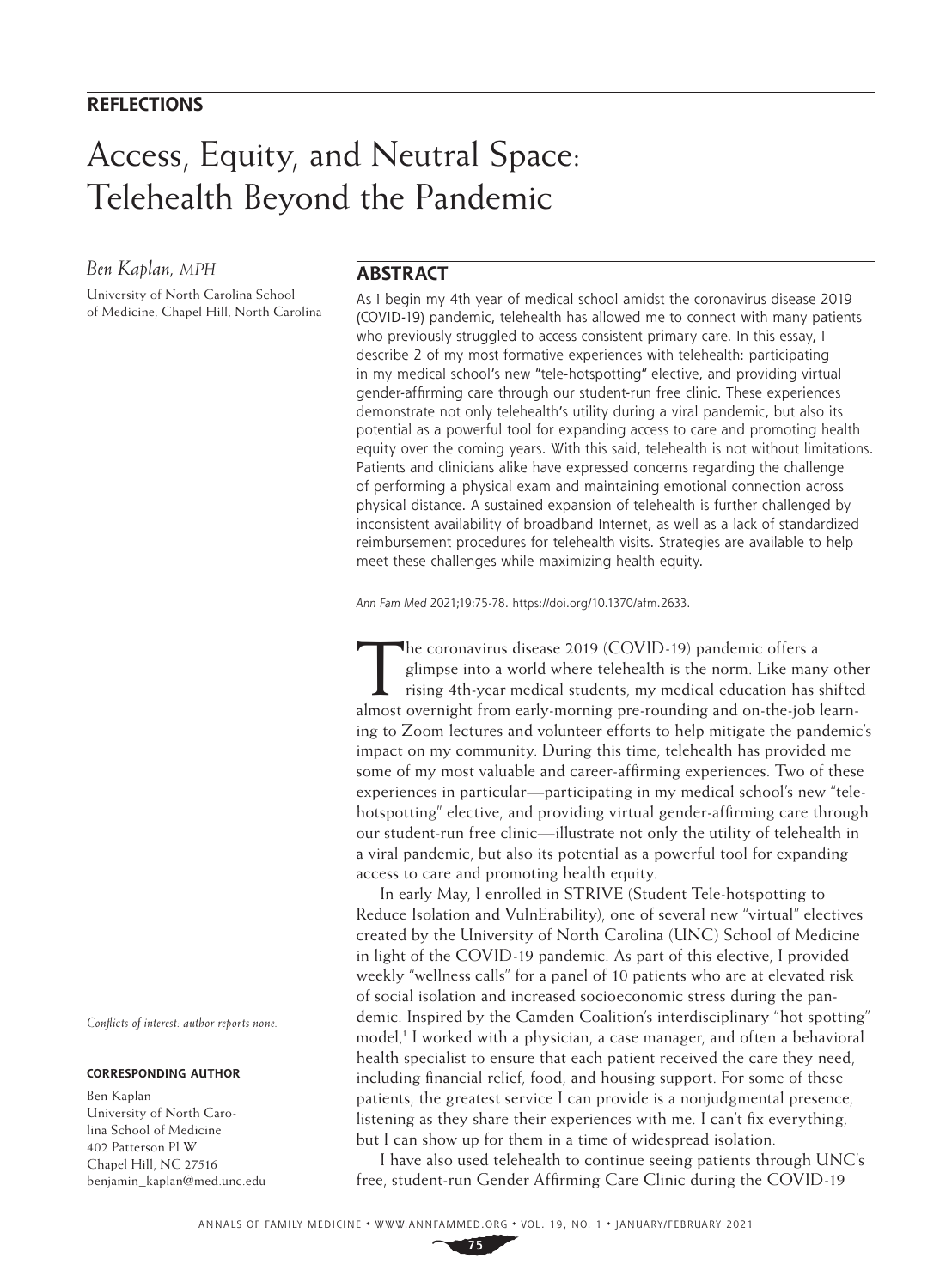**REFLECTIONS**

# Access, Equity, and Neutral Space: Telehealth Beyond the Pandemic

*Ben Kaplan, MPH*

University of North Carolina School of Medicine, Chapel Hill, North Carolina

## ABSTRACT

As I begin my 4th year of medical school amidst the coronavirus disease 2019 (COVID-19) pandemic, telehealth has allowed me to connect with many patients who previously struggled to access consistent primary care. In this essay, I describe 2 of my most formative experiences with telehealth: participating in my medical school's new "tele-hotspotting" elective, and providing virtual gender-affirming care through our student-run free clinic. These experiences demonstrate not only telehealth's utility during a viral pandemic, but also its potential as a powerful tool for expanding access to care and promoting health equity over the coming years. With this said, telehealth is not without limitations. Patients and clinicians alike have expressed concerns regarding the challenge of performing a physical exam and maintaining emotional connection across physical distance. A sustained expansion of telehealth is further challenged by inconsistent availability of broadband Internet, as well as a lack of standardized reimbursement procedures for telehealth visits. Strategies are available to help meet these challenges while maximizing health equity.

*Ann Fam Med* 2021;19:75-78. https://doi.org/10.1370/afm.2633.

The coronavirus disease 2019 (COVID-19) pandemic offers a glimpse into a world where telehealth is the norm. Like many other rising 4th-year medical students, my medical education has shifted almost overnight from early-morning pre-rounding and on-the-job learning to Zoom lectures and volunteer efforts to help mitigate the pandemic's impact on my community. During this time, telehealth has provided me some of my most valuable and career-affirming experiences. Two of these experiences in particular—participating in my medical school's new "tele-hotspotting" elective, and providing virtual gender-affirming care through our student-run free clinic—illustrate not only the utility of telehealth in a viral pandemic, but also its potential as a powerful tool for expanding access to care and promoting health equity.

In early May, I enrolled in STRIVE (Student Tele-hotspotting to Reduce Isolation and VulnErability), one of several new "virtual" electives created by the University of North Carolina (UNC) School of Medicine in light of the COVID-19 pandemic. As part of this elective, I provided weekly "wellness calls" for a panel of 10 patients who are at elevated risk of social isolation and increased socioeconomic stress during the pandemic. Inspired by the Camden Coalition's interdisciplinary "hot spotting" model,[1] I worked with a physician, a case manager, and often a behavioral health specialist to ensure that each patient received the care they need, including financial relief, food, and housing support. For some of these patients, the greatest service I can provide is a nonjudgmental presence, listening as they share their experiences with me. I can't fix everything, but I can show up for them in a time of widespread isolation.

I have also used telehealth to continue seeing patients through UNC's free, student-run Gender Affirming Care Clinic during the COVID-19

*Conflicts of interest: author reports none.*

**CORRESPONDING AUTHOR**

Ben Kaplan
University of North Carolina School of Medicine
402 Patterson Pl W
Chapel Hill, NC 27516
benjamin_kaplan@med.unc.edu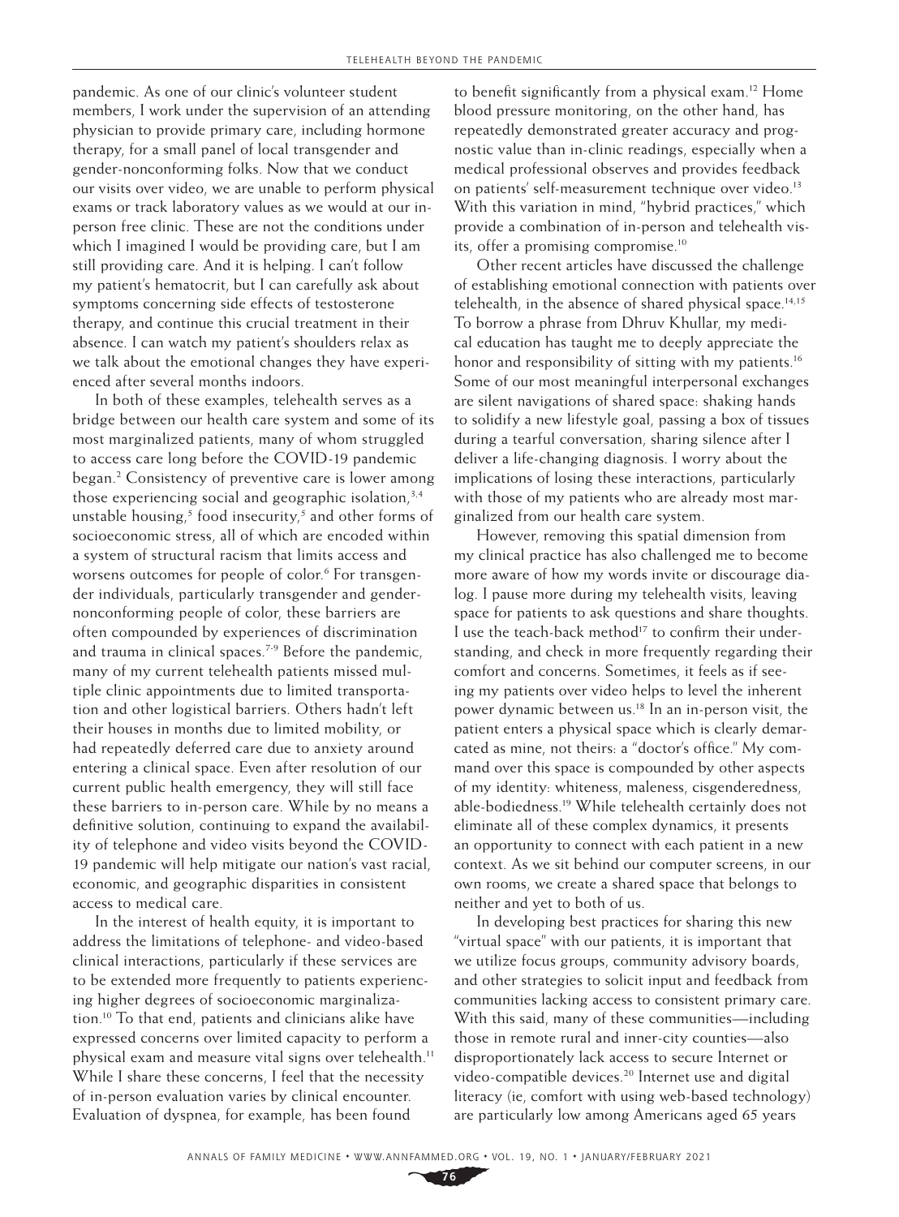pandemic. As one of our clinic's volunteer student members, I work under the supervision of an attending physician to provide primary care, including hormone therapy, for a small panel of local transgender and gender-nonconforming folks. Now that we conduct our visits over video, we are unable to perform physical exams or track laboratory values as we would at our in-person free clinic. These are not the conditions under which I imagined I would be providing care, but I am still providing care. And it is helping. I can't follow my patient's hematocrit, but I can carefully ask about symptoms concerning side effects of testosterone therapy, and continue this crucial treatment in their absence. I can watch my patient's shoulders relax as we talk about the emotional changes they have experienced after several months indoors.

In both of these examples, telehealth serves as a bridge between our health care system and some of its most marginalized patients, many of whom struggled to access care long before the COVID-19 pandemic began.[2] Consistency of preventive care is lower among those experiencing social and geographic isolation,[3,4] unstable housing,[5] food insecurity,[5] and other forms of socioeconomic stress, all of which are encoded within a system of structural racism that limits access and worsens outcomes for people of color.[6] For transgender individuals, particularly transgender and gender-nonconforming people of color, these barriers are often compounded by experiences of discrimination and trauma in clinical spaces.[7-9] Before the pandemic, many of my current telehealth patients missed multiple clinic appointments due to limited transportation and other logistical barriers. Others hadn't left their houses in months due to limited mobility, or had repeatedly deferred care due to anxiety around entering a clinical space. Even after resolution of our current public health emergency, they will still face these barriers to in-person care. While by no means a definitive solution, continuing to expand the availability of telephone and video visits beyond the COVID-19 pandemic will help mitigate our nation's vast racial, economic, and geographic disparities in consistent access to medical care.

In the interest of health equity, it is important to address the limitations of telephone- and video-based clinical interactions, particularly if these services are to be extended more frequently to patients experiencing higher degrees of socioeconomic marginalization.[10] To that end, patients and clinicians alike have expressed concerns over limited capacity to perform a physical exam and measure vital signs over telehealth.[11] While I share these concerns, I feel that the necessity of in-person evaluation varies by clinical encounter. Evaluation of dyspnea, for example, has been found to benefit significantly from a physical exam.[12] Home blood pressure monitoring, on the other hand, has repeatedly demonstrated greater accuracy and prognostic value than in-clinic readings, especially when a medical professional observes and provides feedback on patients' self-measurement technique over video.[13] With this variation in mind, "hybrid practices," which provide a combination of in-person and telehealth visits, offer a promising compromise.[10]

Other recent articles have discussed the challenge of establishing emotional connection with patients over telehealth, in the absence of shared physical space.[14,15] To borrow a phrase from Dhruv Khullar, my medical education has taught me to deeply appreciate the honor and responsibility of sitting with my patients.[16] Some of our most meaningful interpersonal exchanges are silent navigations of shared space: shaking hands to solidify a new lifestyle goal, passing a box of tissues during a tearful conversation, sharing silence after I deliver a life-changing diagnosis. I worry about the implications of losing these interactions, particularly with those of my patients who are already most marginalized from our health care system.

However, removing this spatial dimension from my clinical practice has also challenged me to become more aware of how my words invite or discourage dialog. I pause more during my telehealth visits, leaving space for patients to ask questions and share thoughts. I use the teach-back method[17] to confirm their understanding, and check in more frequently regarding their comfort and concerns. Sometimes, it feels as if seeing my patients over video helps to level the inherent power dynamic between us.[18] In an in-person visit, the patient enters a physical space which is clearly demarcated as mine, not theirs: a "doctor's office." My command over this space is compounded by other aspects of my identity: whiteness, maleness, cisgenderedness, able-bodiedness.[19] While telehealth certainly does not eliminate all of these complex dynamics, it presents an opportunity to connect with each patient in a new context. As we sit behind our computer screens, in our own rooms, we create a shared space that belongs to neither and yet to both of us.

In developing best practices for sharing this new "virtual space" with our patients, it is important that we utilize focus groups, community advisory boards, and other strategies to solicit input and feedback from communities lacking access to consistent primary care. With this said, many of these communities—including those in remote rural and inner-city counties—also disproportionately lack access to secure Internet or video-compatible devices.[20] Internet use and digital literacy (ie, comfort with using web-based technology) are particularly low among Americans aged 65 years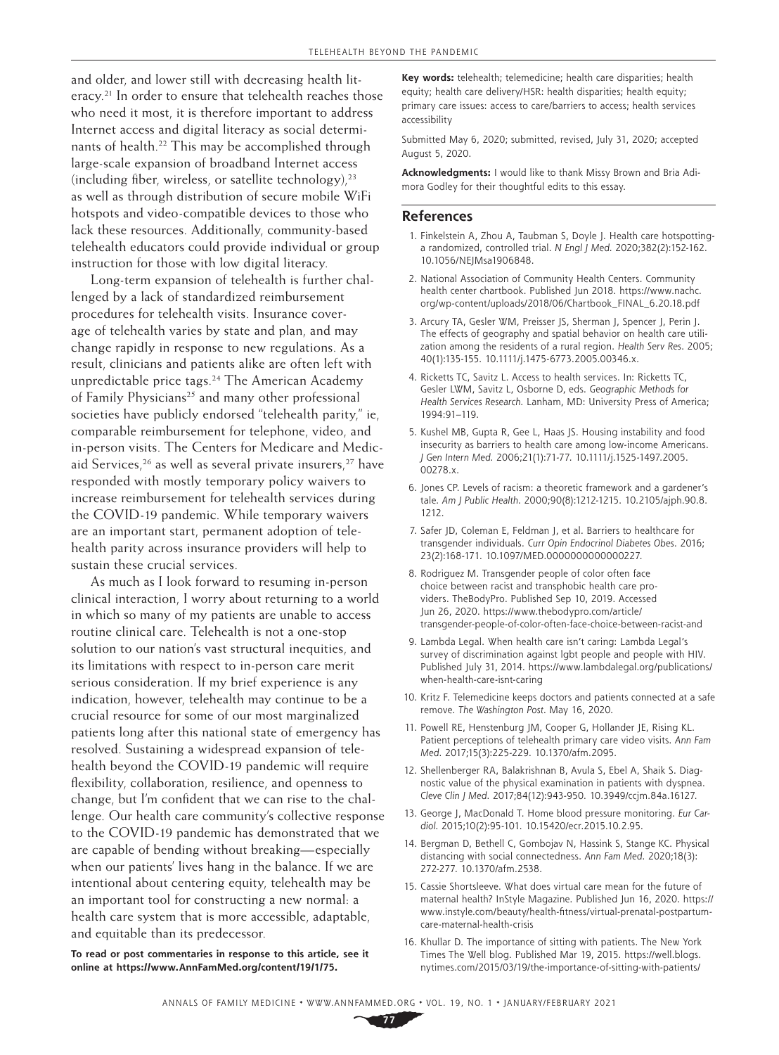and older, and lower still with decreasing health literacy.[21] In order to ensure that telehealth reaches those who need it most, it is therefore important to address Internet access and digital literacy as social determinants of health.[22] This may be accomplished through large-scale expansion of broadband Internet access (including fiber, wireless, or satellite technology),[23] as well as through distribution of secure mobile WiFi hotspots and video-compatible devices to those who lack these resources. Additionally, community-based telehealth educators could provide individual or group instruction for those with low digital literacy.

Long-term expansion of telehealth is further challenged by a lack of standardized reimbursement procedures for telehealth visits. Insurance coverage of telehealth varies by state and plan, and may change rapidly in response to new regulations. As a result, clinicians and patients alike are often left with unpredictable price tags.[24] The American Academy of Family Physicians[25] and many other professional societies have publicly endorsed "telehealth parity," ie, comparable reimbursement for telephone, video, and in-person visits. The Centers for Medicare and Medicaid Services,[26] as well as several private insurers,[27] have responded with mostly temporary policy waivers to increase reimbursement for telehealth services during the COVID-19 pandemic. While temporary waivers are an important start, permanent adoption of telehealth parity across insurance providers will help to sustain these crucial services.

As much as I look forward to resuming in-person clinical interaction, I worry about returning to a world in which so many of my patients are unable to access routine clinical care. Telehealth is not a one-stop solution to our nation's vast structural inequities, and its limitations with respect to in-person care merit serious consideration. If my brief experience is any indication, however, telehealth may continue to be a crucial resource for some of our most marginalized patients long after this national state of emergency has resolved. Sustaining a widespread expansion of telehealth beyond the COVID-19 pandemic will require flexibility, collaboration, resilience, and openness to change, but I'm confident that we can rise to the challenge. Our health care community's collective response to the COVID-19 pandemic has demonstrated that we are capable of bending without breaking—especially when our patients' lives hang in the balance. If we are intentional about centering equity, telehealth may be an important tool for constructing a new normal: a health care system that is more accessible, adaptable, and equitable than its predecessor.

**To read or post commentaries in response to this article, see it online at https://www.AnnFamMed.org/content/19/1/75.**

**Key words:** telehealth; telemedicine; health care disparities; health equity; health care delivery/HSR: health disparities; health equity; primary care issues: access to care/barriers to access; health services accessibility

Submitted May 6, 2020; submitted, revised, July 31, 2020; accepted August 5, 2020.

**Acknowledgments:** I would like to thank Missy Brown and Bria Adimora Godley for their thoughtful edits to this essay.

## References

1. Finkelstein A, Zhou A, Taubman S, Doyle J. Health care hotspotting-a randomized, controlled trial. *N Engl J Med.* 2020;382(2):152-162. 10.1056/NEJMsa1906848.
2. National Association of Community Health Centers. Community health center chartbook. Published Jun 2018. https://www.nachc.org/wp-content/uploads/2018/06/Chartbook_FINAL_6.20.18.pdf
3. Arcury TA, Gesler WM, Preisser JS, Sherman J, Spencer J, Perin J. The effects of geography and spatial behavior on health care utilization among the residents of a rural region. *Health Serv Res.* 2005; 40(1):135-155. 10.1111/j.1475-6773.2005.00346.x.
4. Ricketts TC, Savitz L. Access to health services. In: Ricketts TC, Gesler LWM, Savitz L, Osborne D, eds. *Geographic Methods for Health Services Research.* Lanham, MD: University Press of America; 1994:91–119.
5. Kushel MB, Gupta R, Gee L, Haas JS. Housing instability and food insecurity as barriers to health care among low-income Americans. *J Gen Intern Med.* 2006;21(1):71-77. 10.1111/j.1525-1497.2005.00278.x.
6. Jones CP. Levels of racism: a theoretic framework and a gardener's tale. *Am J Public Health.* 2000;90(8):1212-1215. 10.2105/ajph.90.8.1212.
7. Safer JD, Coleman E, Feldman J, et al. Barriers to healthcare for transgender individuals. *Curr Opin Endocrinol Diabetes Obes.* 2016; 23(2):168-171. 10.1097/MED.0000000000000227.
8. Rodriguez M. Transgender people of color often face choice between racist and transphobic health care providers. TheBodyPro. Published Sep 10, 2019. Accessed Jun 26, 2020. https://www.thebodypro.com/article/transgender-people-of-color-often-face-choice-between-racist-and
9. Lambda Legal. When health care isn't caring: Lambda Legal's survey of discrimination against lgbt people and people with HIV. Published July 31, 2014. https://www.lambdalegal.org/publications/when-health-care-isnt-caring
10. Kritz F. Telemedicine keeps doctors and patients connected at a safe remove. *The Washington Post.* May 16, 2020.
11. Powell RE, Henstenburg JM, Cooper G, Hollander JE, Rising KL. Patient perceptions of telehealth primary care video visits. *Ann Fam Med.* 2017;15(3):225-229. 10.1370/afm.2095.
12. Shellenberger RA, Balakrishnan B, Avula S, Ebel A, Shaik S. Diagnostic value of the physical examination in patients with dyspnea. *Cleve Clin J Med.* 2017;84(12):943-950. 10.3949/ccjm.84a.16127.
13. George J, MacDonald T. Home blood pressure monitoring. *Eur Cardiol.* 2015;10(2):95-101. 10.15420/ecr.2015.10.2.95.
14. Bergman D, Bethell C, Gombojav N, Hassink S, Stange KC. Physical distancing with social connectedness. *Ann Fam Med.* 2020;18(3): 272-277. 10.1370/afm.2538.
15. Cassie Shortsleeve. What does virtual care mean for the future of maternal health? InStyle Magazine. Published Jun 16, 2020. https://www.instyle.com/beauty/health-fitness/virtual-prenatal-postpartum-care-maternal-health-crisis
16. Khullar D. The importance of sitting with patients. The New York Times The Well blog. Published Mar 19, 2015. https://well.blogs.nytimes.com/2015/03/19/the-importance-of-sitting-with-patients/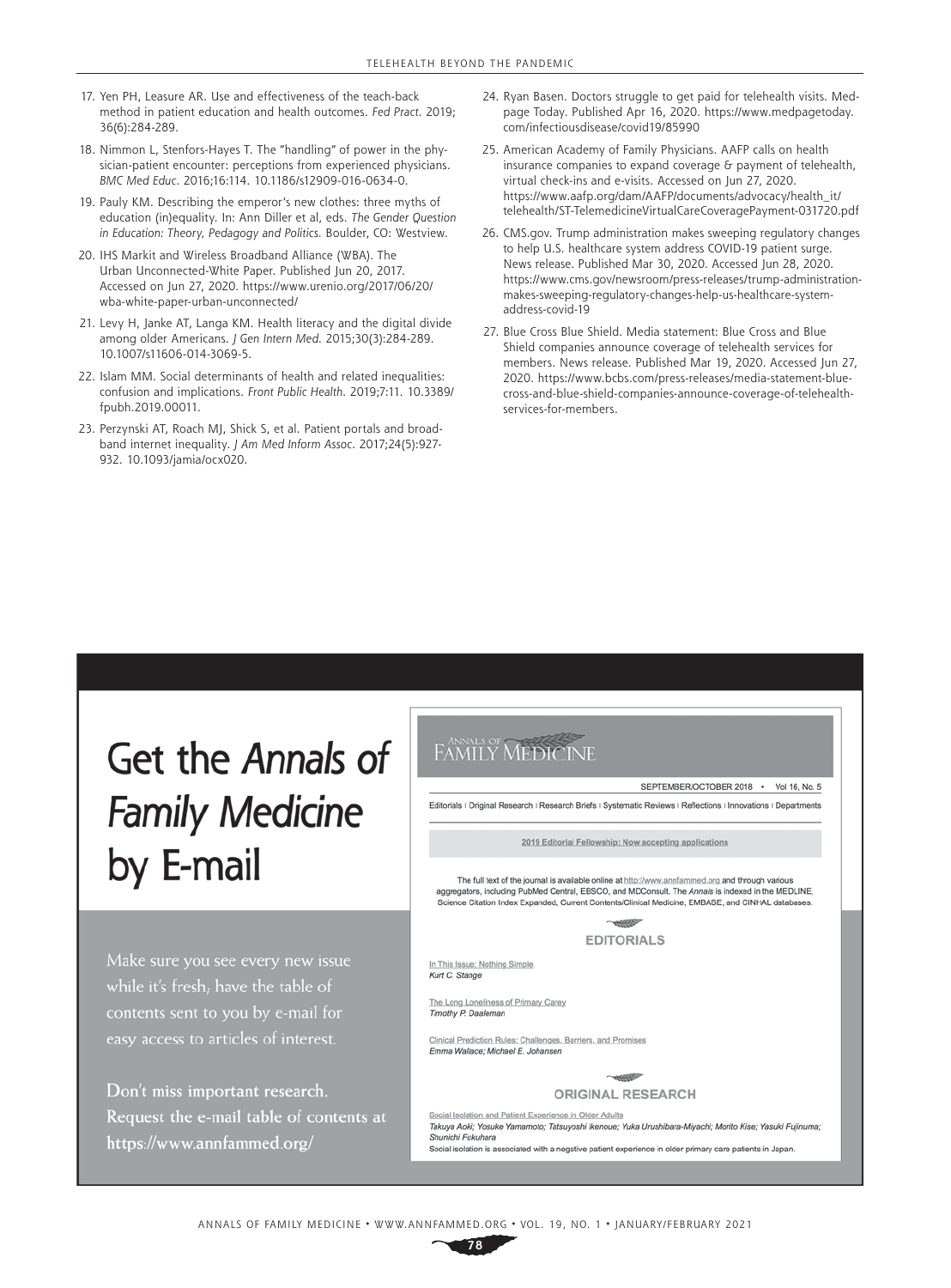17. Yen PH, Leasure AR. Use and effectiveness of the teach-back method in patient education and health outcomes. *Fed Pract.* 2019; 36(6):284-289.
18. Nimmon L, Stenfors-Hayes T. The "handling" of power in the physician-patient encounter: perceptions from experienced physicians. *BMC Med Educ*. 2016;16:114. 10.1186/s12909-016-0634-0.
19. Pauly KM. Describing the emperor's new clothes: three myths of education (in)equality. In: Ann Diller et al, eds. *The Gender Question in Education: Theory, Pedagogy and Politics.* Boulder, CO: Westview.
20. IHS Markit and Wireless Broadband Alliance (WBA). The Urban Unconnected-White Paper. Published Jun 20, 2017. Accessed on Jun 27, 2020. https://www.urenio.org/2017/06/20/wba-white-paper-urban-unconnected/
21. Levy H, Janke AT, Langa KM. Health literacy and the digital divide among older Americans. *J Gen Intern Med.* 2015;30(3):284-289. 10.1007/s11606-014-3069-5.
22. Islam MM. Social determinants of health and related inequalities: confusion and implications. *Front Public Health*. 2019;7:11. 10.3389/fpubh.2019.00011.
23. Perzynski AT, Roach MJ, Shick S, et al. Patient portals and broadband internet inequality. *J Am Med Inform Assoc*. 2017;24(5):927-932. 10.1093/jamia/ocx020.
24. Ryan Basen. Doctors struggle to get paid for telehealth visits. Medpage Today. Published Apr 16, 2020. https://www.medpagetoday.com/infectiousdisease/covid19/85990
25. American Academy of Family Physicians. AAFP calls on health insurance companies to expand coverage & payment of telehealth, virtual check-ins and e-visits. Accessed on Jun 27, 2020. https://www.aafp.org/dam/AAFP/documents/advocacy/health_it/telehealth/ST-TelemedicineVirtualCareCoveragePayment-031720.pdf
26. CMS.gov. Trump administration makes sweeping regulatory changes to help U.S. healthcare system address COVID-19 patient surge. News release. Published Mar 30, 2020. Accessed Jun 28, 2020. https://www.cms.gov/newsroom/press-releases/trump-administration-makes-sweeping-regulatory-changes-help-us-healthcare-system-address-covid-19
27. Blue Cross Blue Shield. Media statement: Blue Cross and Blue Shield companies announce coverage of telehealth services for members. News release. Published Mar 19, 2020. Accessed Jun 27, 2020. https://www.bcbs.com/press-releases/media-statement-blue-cross-and-blue-shield-companies-announce-coverage-of-telehealth-services-for-members.

# Get the *Annals of Family Medicine* by E-mail

Make sure you see every new issue while it's fresh; have the table of contents sent to you by e-mail for easy access to articles of interest.

**Don't miss important research. Request the e-mail table of contents at https://www.annfammed.org/**

ANNALS OF FAMILY MEDICINE

SEPTEMBER/OCTOBER 2018 • Vol 16, No. 5

Editorials | Original Research | Research Briefs | Systematic Reviews | Reflections | Innovations | Departments

2019 Editorial Fellowship: Now accepting applications

The full text of the journal is available online at http://www.annfammed.org and through various aggregators, including PubMed Central, EBSCO, and MDConsult. The *Annals* is indexed in the MEDLINE, Science Citation Index Expanded, Current Contents/Clinical Medicine, EMBASE, and CINHAL databases.

EDITORIALS

In This Issue: Nothing Simple
*Kurt C. Stange*

The Long Loneliness of Primary Carey
*Timothy P. Daaleman*

Clinical Prediction Rules: Challenges, Barriers, and Promises
*Emma Wallace; Michael E. Johansen*

ORIGINAL RESEARCH

Social Isolation and Patient Experience in Older Adults
*Takuya Aoki; Yosuke Yamamoto; Tatsuyoshi Ikenoue; Yuka Urushibara-Miyachi; Morito Kise; Yasuki Fujinuma; Shunichi Fukuhara*
Social isolation is associated with a negative patient experience in older primary care patients in Japan.